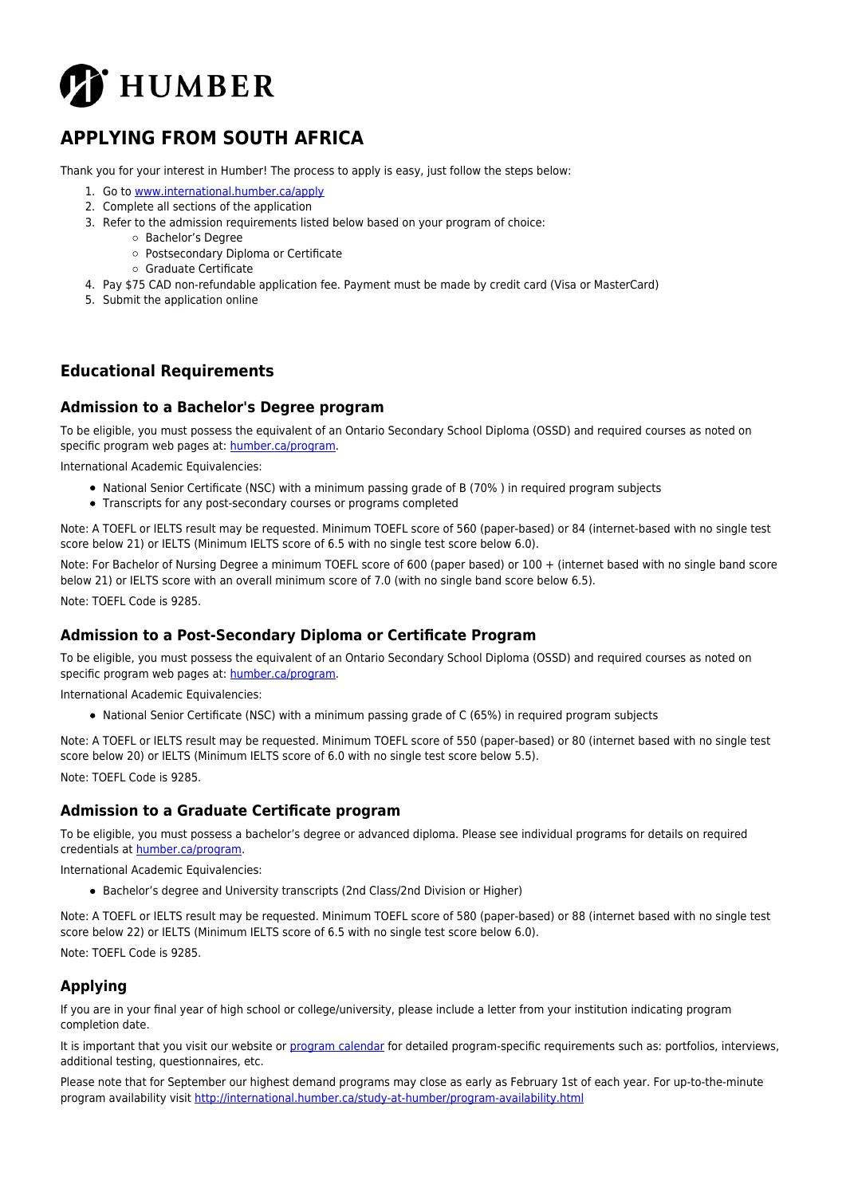HUMBER

# APPLYING FROM SOUTH AFRICA

Thank you for your interest in Humber! The process to apply is easy, just follow the steps below:

1. Go to [www.international.humber.ca/apply](www.international.humber.ca/apply)
2. Complete all sections of the application
3. Refer to the admission requirements listed below based on your program of choice:
   - Bachelor's Degree
   - Postsecondary Diploma or Certificate
   - Graduate Certificate
4. Pay $75 CAD non-refundable application fee. Payment must be made by credit card (Visa or MasterCard)
5. Submit the application online

## Educational Requirements

### Admission to a Bachelor's Degree program

To be eligible, you must possess the equivalent of an Ontario Secondary School Diploma (OSSD) and required courses as noted on specific program web pages at: [humber.ca/program](humber.ca/program).

International Academic Equivalencies:

- National Senior Certificate (NSC) with a minimum passing grade of B (70% ) in required program subjects
- Transcripts for any post-secondary courses or programs completed

Note: A TOEFL or IELTS result may be requested. Minimum TOEFL score of 560 (paper-based) or 84 (internet-based with no single test score below 21) or IELTS (Minimum IELTS score of 6.5 with no single test score below 6.0).

Note: For Bachelor of Nursing Degree a minimum TOEFL score of 600 (paper based) or 100 + (internet based with no single band score below 21) or IELTS score with an overall minimum score of 7.0 (with no single band score below 6.5).

Note: TOEFL Code is 9285.

### Admission to a Post-Secondary Diploma or Certificate Program

To be eligible, you must possess the equivalent of an Ontario Secondary School Diploma (OSSD) and required courses as noted on specific program web pages at: [humber.ca/program](humber.ca/program).

International Academic Equivalencies:

- National Senior Certificate (NSC) with a minimum passing grade of C (65%) in required program subjects

Note: A TOEFL or IELTS result may be requested. Minimum TOEFL score of 550 (paper-based) or 80 (internet based with no single test score below 20) or IELTS (Minimum IELTS score of 6.0 with no single test score below 5.5).

Note: TOEFL Code is 9285.

### Admission to a Graduate Certificate program

To be eligible, you must possess a bachelor's degree or advanced diploma. Please see individual programs for details on required credentials at [humber.ca/program](humber.ca/program).

International Academic Equivalencies:

- Bachelor's degree and University transcripts (2nd Class/2nd Division or Higher)

Note: A TOEFL or IELTS result may be requested. Minimum TOEFL score of 580 (paper-based) or 88 (internet based with no single test score below 22) or IELTS (Minimum IELTS score of 6.5 with no single test score below 6.0).

Note: TOEFL Code is 9285.

## Applying

If you are in your final year of high school or college/university, please include a letter from your institution indicating program completion date.

It is important that you visit our website or program calendar for detailed program-specific requirements such as: portfolios, interviews, additional testing, questionnaires, etc.

Please note that for September our highest demand programs may close as early as February 1st of each year. For up-to-the-minute program availability visit [http://international.humber.ca/study-at-humber/program-availability.html](http://international.humber.ca/study-at-humber/program-availability.html)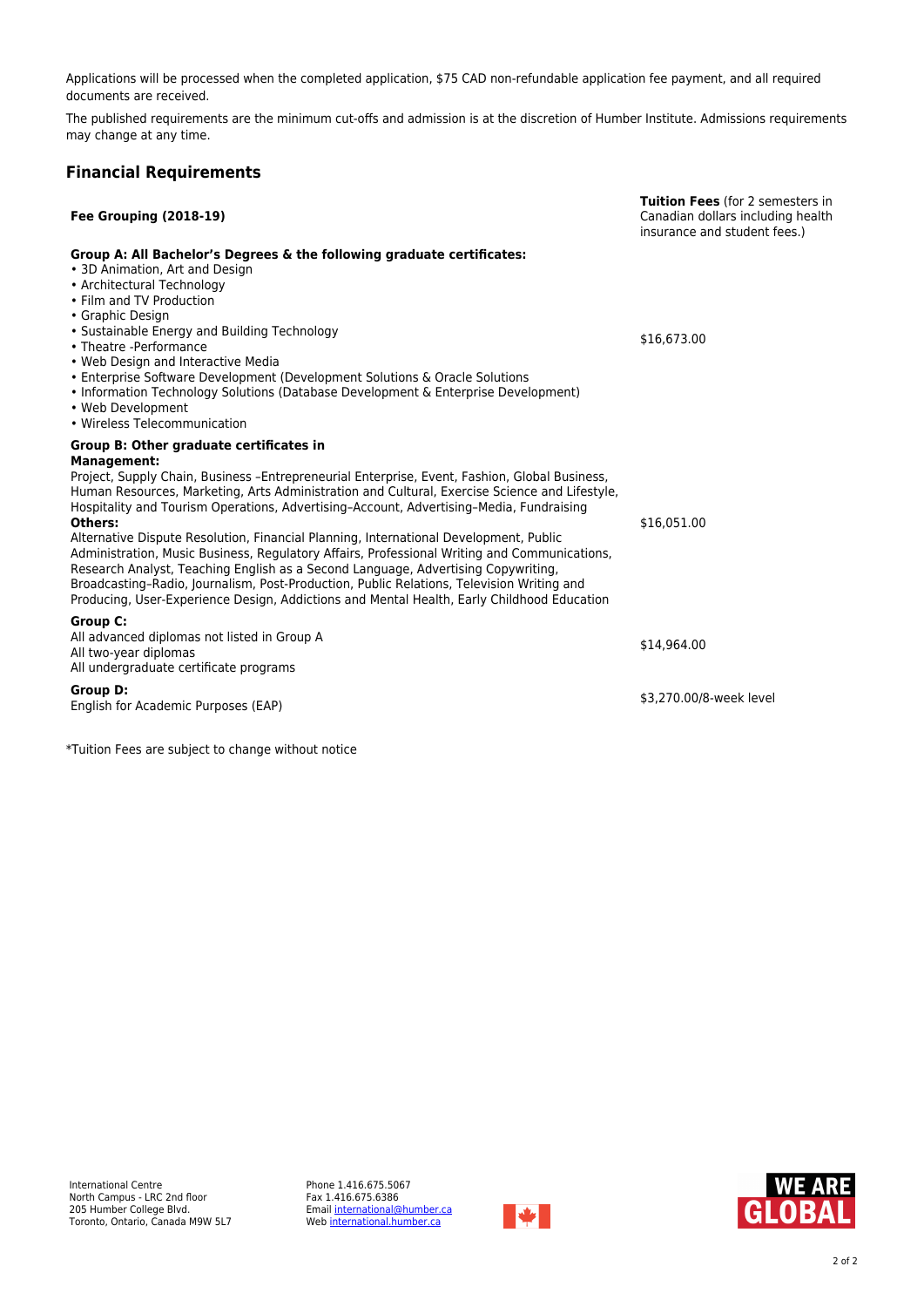Applications will be processed when the completed application, $75 CAD non-refundable application fee payment, and all required documents are received.

The published requirements are the minimum cut-offs and admission is at the discretion of Humber Institute. Admissions requirements may change at any time.

## Financial Requirements

| **Fee Grouping (2018-19)** | **Tuition Fees** (for 2 semesters in Canadian dollars including health insurance and student fees.) |
|---|---|
| **Group A: All Bachelor's Degrees & the following graduate certificates:**<br>• 3D Animation, Art and Design<br>• Architectural Technology<br>• Film and TV Production<br>• Graphic Design<br>• Sustainable Energy and Building Technology<br>• Theatre -Performance<br>• Web Design and Interactive Media<br>• Enterprise Software Development (Development Solutions & Oracle Solutions<br>• Information Technology Solutions (Database Development & Enterprise Development)<br>• Web Development<br>• Wireless Telecommunication | $16,673.00 |
| **Group B: Other graduate certificates in**<br>**Management:**<br>Project, Supply Chain, Business –Entrepreneurial Enterprise, Event, Fashion, Global Business, Human Resources, Marketing, Arts Administration and Cultural, Exercise Science and Lifestyle, Hospitality and Tourism Operations, Advertising–Account, Advertising–Media, Fundraising<br>**Others:**<br>Alternative Dispute Resolution, Financial Planning, International Development, Public Administration, Music Business, Regulatory Affairs, Professional Writing and Communications, Research Analyst, Teaching English as a Second Language, Advertising Copywriting, Broadcasting–Radio, Journalism, Post-Production, Public Relations, Television Writing and Producing, User-Experience Design, Addictions and Mental Health, Early Childhood Education | $16,051.00 |
| **Group C:**<br>All advanced diplomas not listed in Group A<br>All two-year diplomas<br>All undergraduate certificate programs | $14,964.00 |
| **Group D:**<br>English for Academic Purposes (EAP) | $3,270.00/8-week level |

*Tuition Fees are subject to change without notice

International Centre
North Campus - LRC 2nd floor
205 Humber College Blvd.
Toronto, Ontario, Canada M9W 5L7

Phone 1.416.675.5067
Fax 1.416.675.6386
Email international@humber.ca
Web international.humber.ca

WE ARE GLOBAL